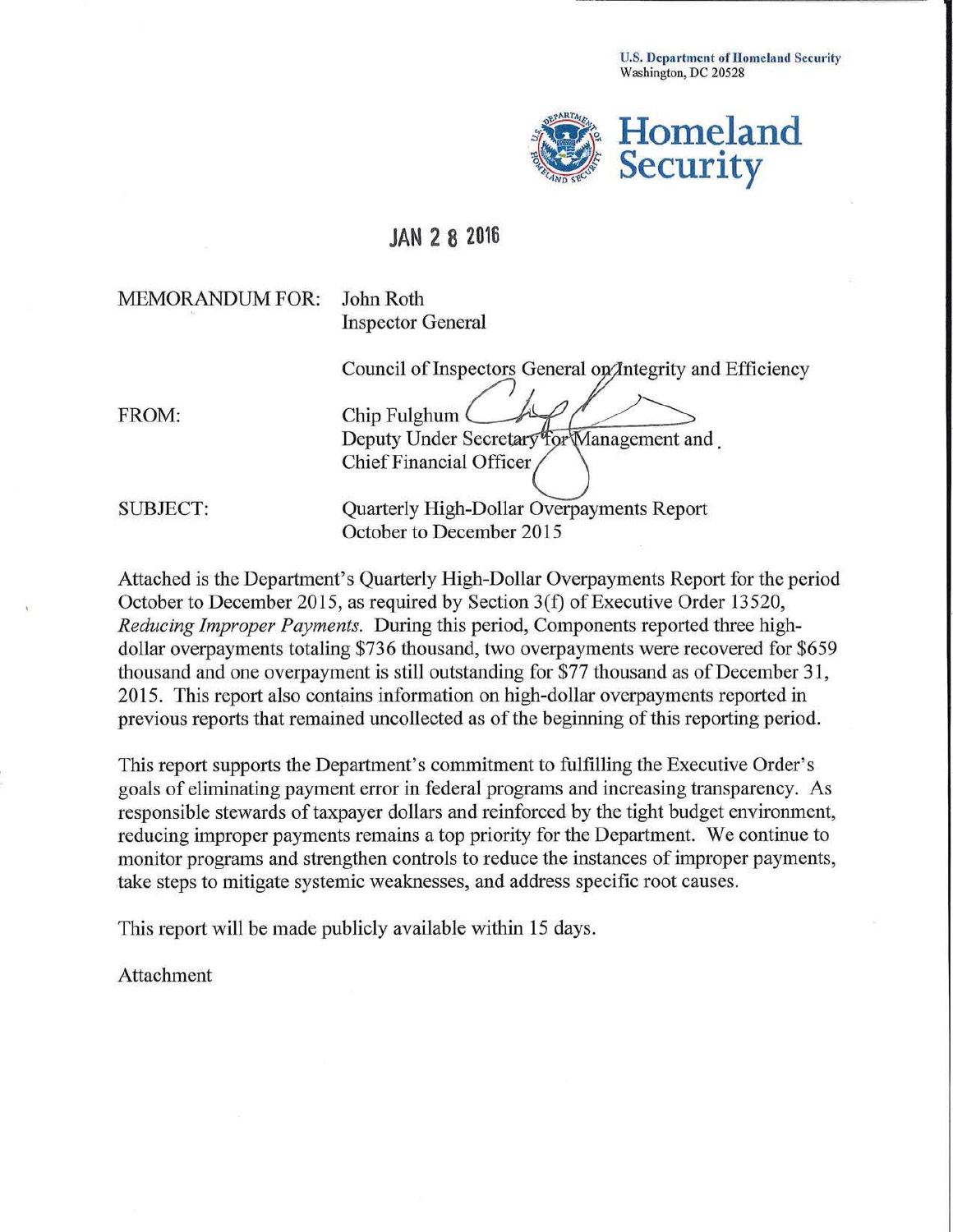U.S. Department of Homeland Security
Washington, DC 20528

**Homeland Security**

JAN 2 8 2016

MEMORANDUM FOR: John Roth
Inspector General

Council of Inspectors General on Integrity and Efficiency

FROM: Chip Fulghum
Deputy Under Secretary for Management and
Chief Financial Officer

SUBJECT: Quarterly High-Dollar Overpayments Report
October to December 2015

Attached is the Department's Quarterly High-Dollar Overpayments Report for the period October to December 2015, as required by Section 3(f) of Executive Order 13520, *Reducing Improper Payments*. During this period, Components reported three high-dollar overpayments totaling $736 thousand, two overpayments were recovered for $659 thousand and one overpayment is still outstanding for $77 thousand as of December 31, 2015. This report also contains information on high-dollar overpayments reported in previous reports that remained uncollected as of the beginning of this reporting period.

This report supports the Department's commitment to fulfilling the Executive Order's goals of eliminating payment error in federal programs and increasing transparency. As responsible stewards of taxpayer dollars and reinforced by the tight budget environment, reducing improper payments remains a top priority for the Department. We continue to monitor programs and strengthen controls to reduce the instances of improper payments, take steps to mitigate systemic weaknesses, and address specific root causes.

This report will be made publicly available within 15 days.

Attachment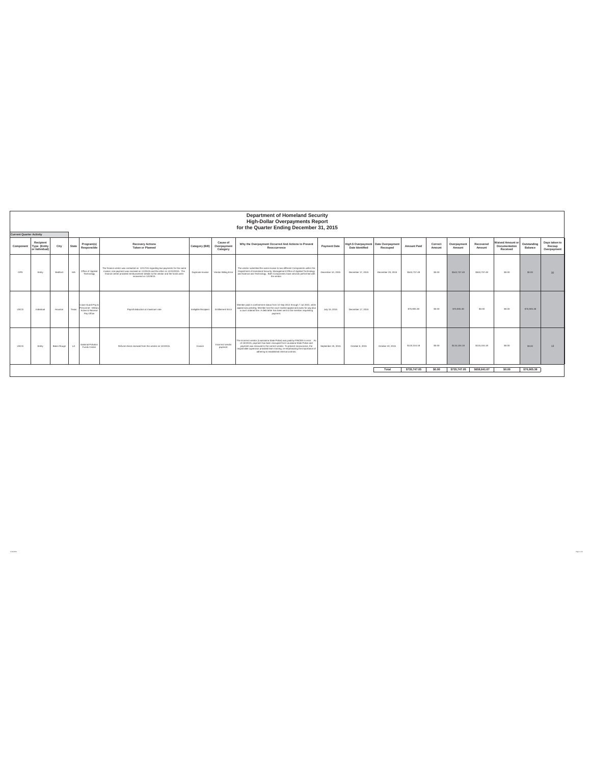# Department of Homeland Security
## High-Dollar Overpayments Report
## for the Quarter Ending December 31, 2015

**Current Quarter Activity**

| Component | Recipient Type (Entity or Individual) | City | State | Program(s) Responsible | Recovery Actions Taken or Planned | Category (Bill) | Cause of Overpayment Category | Why the Overpayment Occurred And Actions to Prevent Reoccurrence | Payment Date | High $ Overpayment Date Identified | Date Overpayment Recouped | Amount Paid | Correct Amount | Overpayment Amount | Recovered Amount | Waived Amount or Documentation Received | Outstanding Balance | Days taken to Recoup Overpayment |
|---|---|---|---|---|---|---|---|---|---|---|---|---|---|---|---|---|---|---|
| OPS | Entity | Bedford | MA | Office of Applied Technology | The finance center was contacted on 12/17/15 regarding two payments for the same invoice; one payment was received on 11/20/15 and the other on 12/10/2015. The finance center provided reimbursement details to the vendor and the funds were recovered on 12/29/15. | Duplicate Invoice | Vendor Billing Error | The vendor submitted the same invoice to two different Components within the Department of Homeland Security: Management Office of Applied Technology and Science and Technology. Both Components have services performed with the vendor. | December 10, 2015 | December 17, 2015 | December 29, 2015 | $543,737.49 | $0.00 | $543,737.49 | $543,737.49 | $0.00 | $0.00 | 30 |
| USCG | Individual | Houston | Texas | Coast Guard Pay & Personnel - Military Active & Reserve Pay Office | Payroll deduction at maximum rate | Ineligible Recipient | Entitlement Error | Member paid in confinement status from 10 Sep 2014 through 7 Jul 2015, while appeal was pending. Member lost the court martial appeal and owes for pay plus a court ordered fine. A debt letter has been sent to the member requesting payment. | July 15, 2015 | December 17, 2015 | | $76,905.38 | $0.00 | $76,905.38 | $0.00 | $0.00 | $76,905.38 | |
| USCG | Entity | Baton Rouge | LA | National Pollution Funds Center | Refund check received from the vendor on 10/19/15 | Invoice | Incorrect vendor payment | The incorrect vendor (Louisiana State Police) was paid by FINCEN in error. As of 10/19/15, payment has been recouped from Louisiana State Police and payment was reissued to the correct vendor. To prevent reoccurrence, the responsible supervisor provided team training, re-emphasizing the importance of adhering to established internal controls. | September 29, 2015 | October 6, 2015 | October 19, 2015 | $115,104.18 | $0.00 | $115,104.18 | $115,104.18 | $0.00 | $0.00 | 13 |
| | | | | | | | | | | | Total | $735,747.05 | $0.00 | $735,747.05 | $658,841.67 | $0.00 | $76,905.38 | |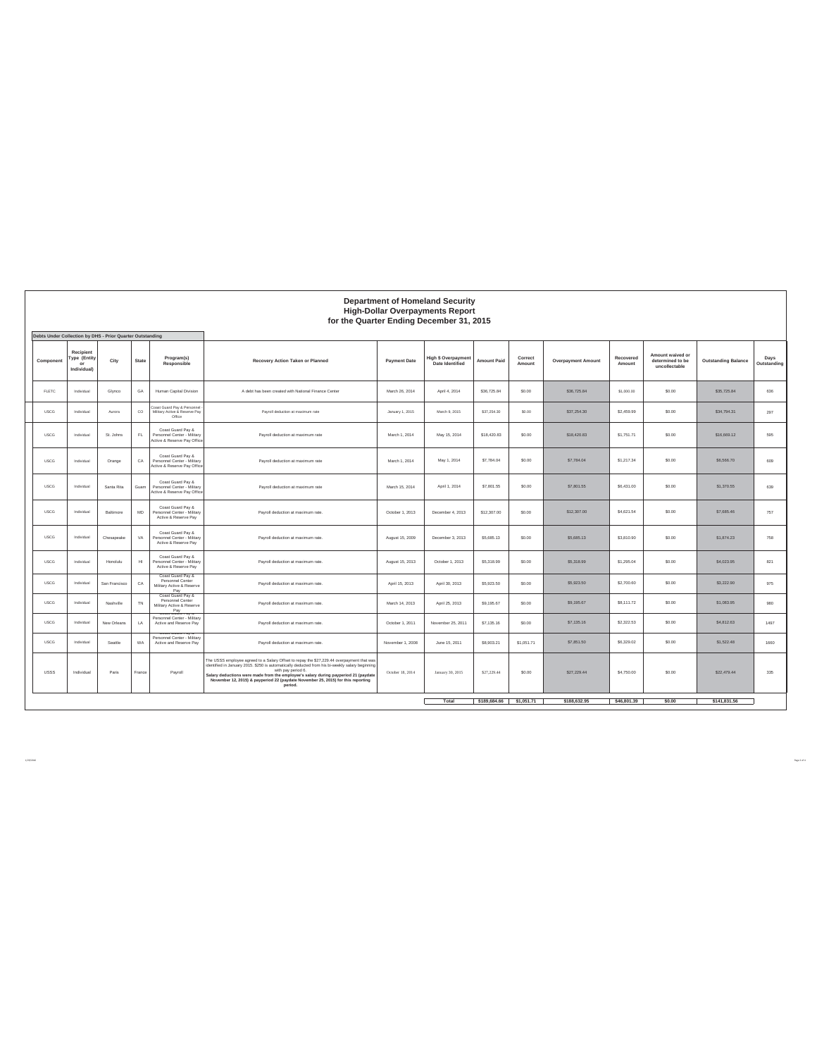# Department of Homeland Security
## High-Dollar Overpayments Report
### for the Quarter Ending December 31, 2015

**Debts Under Collection by DHS - Prior Quarter Outstanding**

| Component | Recipient Type (Entity or Individual) | City | State | Program(s) Responsible | Recovery Action Taken or Planned | Payment Date | High $ Overpayment Date Identified | Amount Paid | Correct Amount | Overpayment Amount | Recovered Amount | Amount waived or determined to be uncollectable | Outstanding Balance | Days Outstanding |
|---|---|---|---|---|---|---|---|---|---|---|---|---|---|---|
| FLETC | Individual | Glynco | GA | Human Capital Division | A debt has been created with National Finance Center | March 26, 2014 | April 4, 2014 | $36,725.84 | $0.00 | $36,725.84 | $1,000.00 | $0.00 | $35,725.84 | 636 |
| USCG | Individual | Aurora | CO | Coast Guard Pay & Personnel - Military Active & Reserve Pay Office | Payroll deduction at maximum rate | January 1, 2015 | March 9, 2015 | $37,254.30 | $0.00 | $37,254.30 | $2,459.99 | $0.00 | $34,794.31 | 297 |
| USCG | Individual | St. Johns | FL | Coast Guard Pay & Personnel Center - Military Active & Reserve Pay Office | Payroll deduction at maximum rate | March 1, 2014 | May 15, 2014 | $18,420.83 | $0.00 | $18,420.83 | $1,751.71 | $0.00 | $16,669.12 | 595 |
| USCG | Individual | Orange | CA | Coast Guard Pay & Personnel Center - Military Active & Reserve Pay Office | Payroll deduction at maximum rate | March 1, 2014 | May 1, 2014 | $7,784.04 | $0.00 | $7,784.04 | $1,217.34 | $0.00 | $6,566.70 | 609 |
| USCG | Individual | Santa Rita | Guam | Coast Guard Pay & Personnel Center - Military Active & Reserve Pay Office | Payroll deduction at maximum rate | March 15, 2014 | April 1, 2014 | $7,801.55 | $0.00 | $7,801.55 | $6,431.00 | $0.00 | $1,370.55 | 639 |
| USCG | Individual | Baltimore | MD | Coast Guard Pay & Personnel Center - Military Active & Reserve Pay | Payroll deduction at maximum rate. | October 1, 2013 | December 4, 2013 | $12,307.00 | $0.00 | $12,307.00 | $4,621.54 | $0.00 | $7,685.46 | 757 |
| USCG | Individual | Chesapeake | VA | Coast Guard Pay & Personnel Center - Military Active & Reserve Pay | Payroll deduction at maximum rate. | August 15, 2009 | December 3, 2013 | $5,685.13 | $0.00 | $5,685.13 | $3,810.90 | $0.00 | $1,874.23 | 758 |
| USCG | Individual | Honolulu | HI | Coast Guard Pay & Personnel Center - Military Active & Reserve Pay | Payroll deduction at maximum rate. | August 15, 2013 | October 1, 2013 | $5,318.99 | $0.00 | $5,318.99 | $1,295.04 | $0.00 | $4,023.95 | 821 |
| USCG | Individual | San Francisco | CA | Coast Guard Pay & Personnel Center Military Active & Reserve Pay | Payroll deduction at maximum rate. | April 15, 2013 | April 30, 2013 | $5,923.50 | $0.00 | $5,923.50 | $2,700.60 | $0.00 | $3,222.90 | 975 |
| USCG | Individual | Nashville | TN | Coast Guard Pay & Personnel Center Military Active & Reserve Pay | Payroll deduction at maximum rate. | March 14, 2013 | April 25, 2013 | $9,195.67 | $0.00 | $9,195.67 | $8,111.72 | $0.00 | $1,083.95 | 980 |
| USCG | Individual | New Orleans | LA | Coast Guard Pay & Personnel Center - Military Active and Reserve Pay | Payroll deduction at maximum rate. | October 1, 2011 | November 25, 2011 | $7,135.16 | $0.00 | $7,135.16 | $2,322.53 | $0.00 | $4,812.63 | 1497 |
| USCG | Individual | Seattle | WA | Coast Guard Pay & Personnel Center - Military Active and Reserve Pay | Payroll deduction at maximum rate. | November 1, 2008 | June 15, 2011 | $8,903.21 | $1,051.71 | $7,851.50 | $6,329.02 | $0.00 | $1,522.48 | 1660 |
| USSS | Individual | Paris | France | Payroll | The USSS employee agreed to a Salary Offset to repay the $27,229.44 overpayment that was identified in January 2015. $250 is automatically deducted from his bi-weekly salary beginning with pay period 6. **Salary deductions were made from the employee's salary during payperiod 21 (paydate November 12, 2015) & payperiod 22 (paydate November 25, 2015) for this reporting period.** | October 18, 2014 | January 30, 2015 | $27,229.44 | $0.00 | $27,229.44 | $4,750.00 | $0.00 | $22,479.44 | 335 |
| | | | | | | | **Total** | **$189,684.66** | **$1,051.71** | **$188,632.95** | **$46,801.39** | **$0.00** | **$141,831.56** | |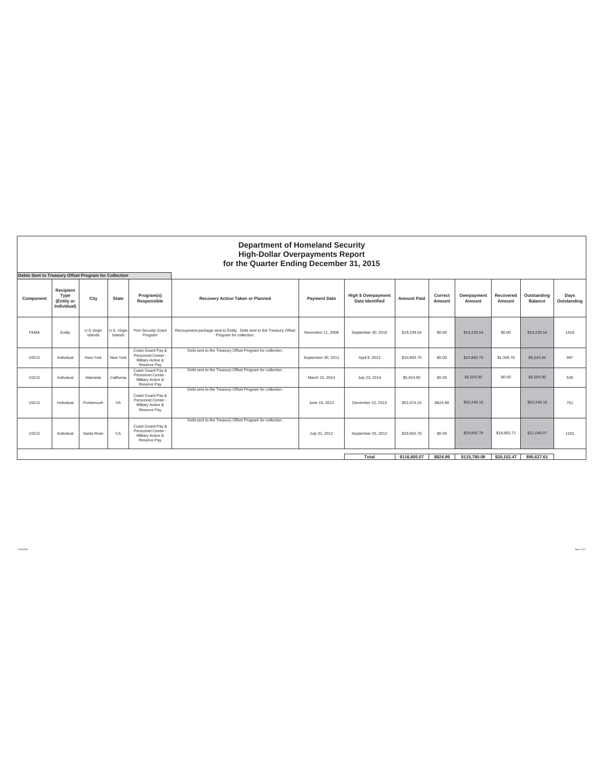# Department of Homeland Security
## High-Dollar Overpayments Report
## for the Quarter Ending December 31, 2015

**Debts Sent to Treasury Offset Program for Collection**

| Component | Recipient Type (Entity or Individual) | City | State | Program(s) Responsible | Recovery Action Taken or Planned | Payment Date | High $ Overpayment Date Identified | Amount Paid | Correct Amount | Overpayment Amount | Recovered Amount | Outstanding Balance | Days Outstanding |
|---|---|---|---|---|---|---|---|---|---|---|---|---|---|
| FEMA | Entity | U.S Virgin Islands | U.S. Virgin Islands | Port Security Grant Program | Recoupment package sent to Entity. Debt sent to the Treasury Offset Program for collection. | November 11, 2008 | September 30, 2010 | $19,239.54 | $0.00 | $19,239.54 | $0.00 | $19,239.54 | 1918 |
| USCG | Individual | New York | New York | Coast Guard Pay & Personnel Center - Military Active & Reserve Pay | Debt sent to the Treasury Offset Program for collection. | September 30, 2011 | April 8, 2013 | $10,893.70 | $0.00 | $10,893.70 | $1,349.76 | $9,543.94 | 997 |
| USCG | Individual | Alameda | California | Coast Guard Pay & Personnel Center - Military Active & Reserve Pay | Debt sent to the Treasury Offset Program for collection. | March 15, 2014 | July 23, 2014 | $5,554.90 | $0.00 | $5,554.90 | $0.00 | $5,554.90 | 526 |
| USCG | Individual | Portsmouth | VA | Coast Guard Pay & Personnel Center - Military Active & Reserve Pay | Debt sent to the Treasury Offset Program for collection. | June 15, 2013 | December 10, 2013 | $51,074.15 | $824.99 | $50,249.16 | | $50,249.16 | 751 |
| USCG | Individual | Santa Rose | CA | Coast Guard Pay & Personnel Center - Military Active & Reserve Pay | Debt sent to the Treasury Offset Program for collection. | July 31, 2012 | September 26, 2012 | $29,842.78 | $0.00 | $29,842.78 | $18,802.71 | $11,040.07 | 1191 |
| | | | | | | | **Total** | **$116,605.07** | **$824.99** | **$115,780.08** | **$20,152.47** | **$95,627.61** | |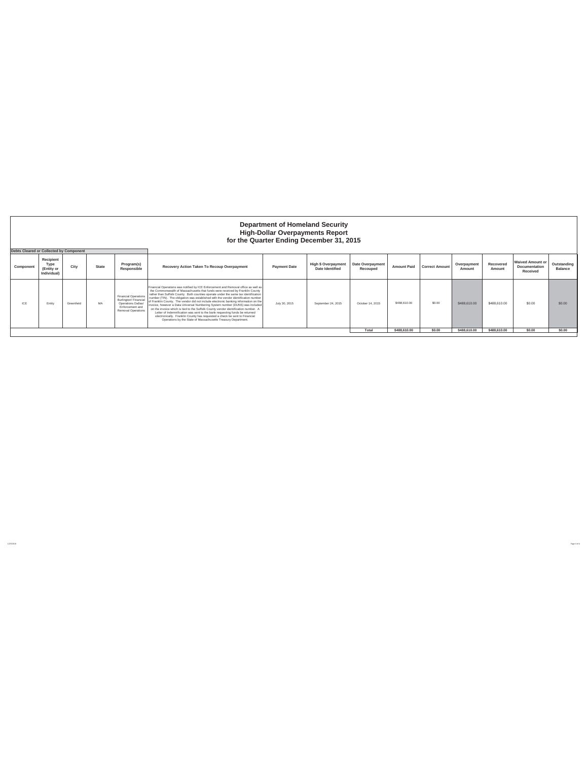# Department of Homeland Security
## High-Dollar Overpayments Report
## for the Quarter Ending December 31, 2015

**Debts Cleared or Collected by Component**

| Component | Recipient Type (Entity or Individual) | City | State | Program(s) Responsible | Recovery Action Taken To Recoup Overpayment | Payment Date | High $ Overpayment Date Identified | Date Overpayment Recouped | Amount Paid | Correct Amount | Overpayment Amount | Recovered Amount | Waived Amount or Documentation Received | Outstanding Balance |
|---|---|---|---|---|---|---|---|---|---|---|---|---|---|---|
| ICE | Entity | Greenfield | MA | Financial Operations Burlington/ Financial Operations Dallas/ Enforcement and Removal Operations | Financial Operations was notified by ICE Enforcement and Removal office as well as the Commonwealth of Massachusetts that funds were received by Franklin County rather than Suffolk County. Both counties operate under the same tax identification number (TIN). The obligation was established with the vendor identification number of Franklin County. The vendor did not include electronic banking information on the invoice, however a Data Universal Numbering System number (DUNS) was included on the invoice which is tied to the Suffolk County vendor identification number. A Letter of Indemnification was sent to the bank requesting funds be returned electronically. Franklin County has requested a check be sent to Financial Operations by the State of Massachusetts Treasury Department. | July 30, 2015 | September 24, 2015 | October 14, 2015 | $488,610.00 | $0.00 | $488,610.00 | $488,610.00 | $0.00 | $0.00 |
| | | | | | | | | **Total** | **$488,610.00** | **$0.00** | **$488,610.00** | **$488,610.00** | **$0.00** | **$0.00** |